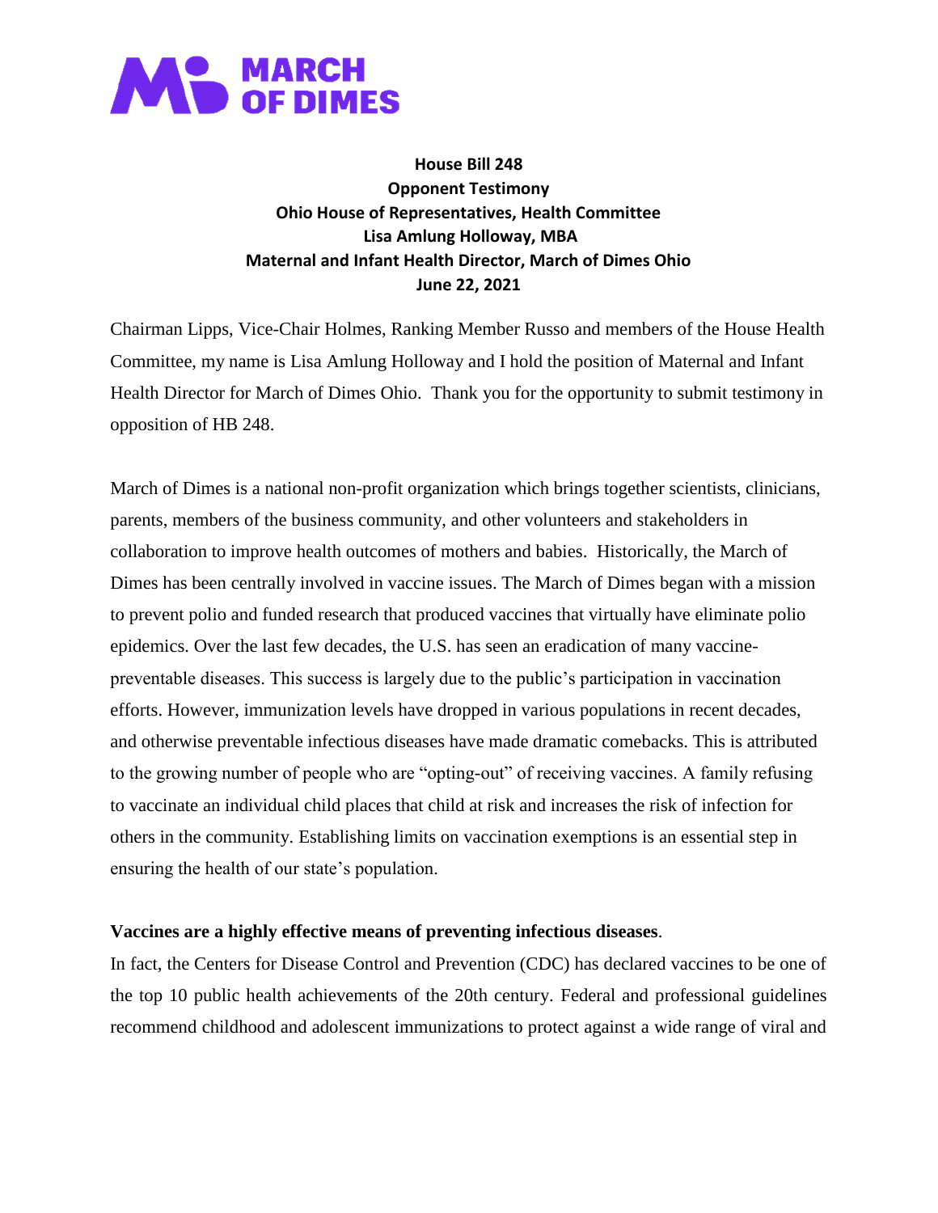**MARCH OF DIMES**

**House Bill 248**
**Opponent Testimony**
**Ohio House of Representatives, Health Committee**
**Lisa Amlung Holloway, MBA**
**Maternal and Infant Health Director, March of Dimes Ohio**
**June 22, 2021**

Chairman Lipps, Vice-Chair Holmes, Ranking Member Russo and members of the House Health Committee, my name is Lisa Amlung Holloway and I hold the position of Maternal and Infant Health Director for March of Dimes Ohio. Thank you for the opportunity to submit testimony in opposition of HB 248.

March of Dimes is a national non-profit organization which brings together scientists, clinicians, parents, members of the business community, and other volunteers and stakeholders in collaboration to improve health outcomes of mothers and babies. Historically, the March of Dimes has been centrally involved in vaccine issues. The March of Dimes began with a mission to prevent polio and funded research that produced vaccines that virtually have eliminate polio epidemics. Over the last few decades, the U.S. has seen an eradication of many vaccine-preventable diseases. This success is largely due to the public's participation in vaccination efforts. However, immunization levels have dropped in various populations in recent decades, and otherwise preventable infectious diseases have made dramatic comebacks. This is attributed to the growing number of people who are "opting-out" of receiving vaccines. A family refusing to vaccinate an individual child places that child at risk and increases the risk of infection for others in the community. Establishing limits on vaccination exemptions is an essential step in ensuring the health of our state's population.

**Vaccines are a highly effective means of preventing infectious diseases**.

In fact, the Centers for Disease Control and Prevention (CDC) has declared vaccines to be one of the top 10 public health achievements of the 20th century. Federal and professional guidelines recommend childhood and adolescent immunizations to protect against a wide range of viral and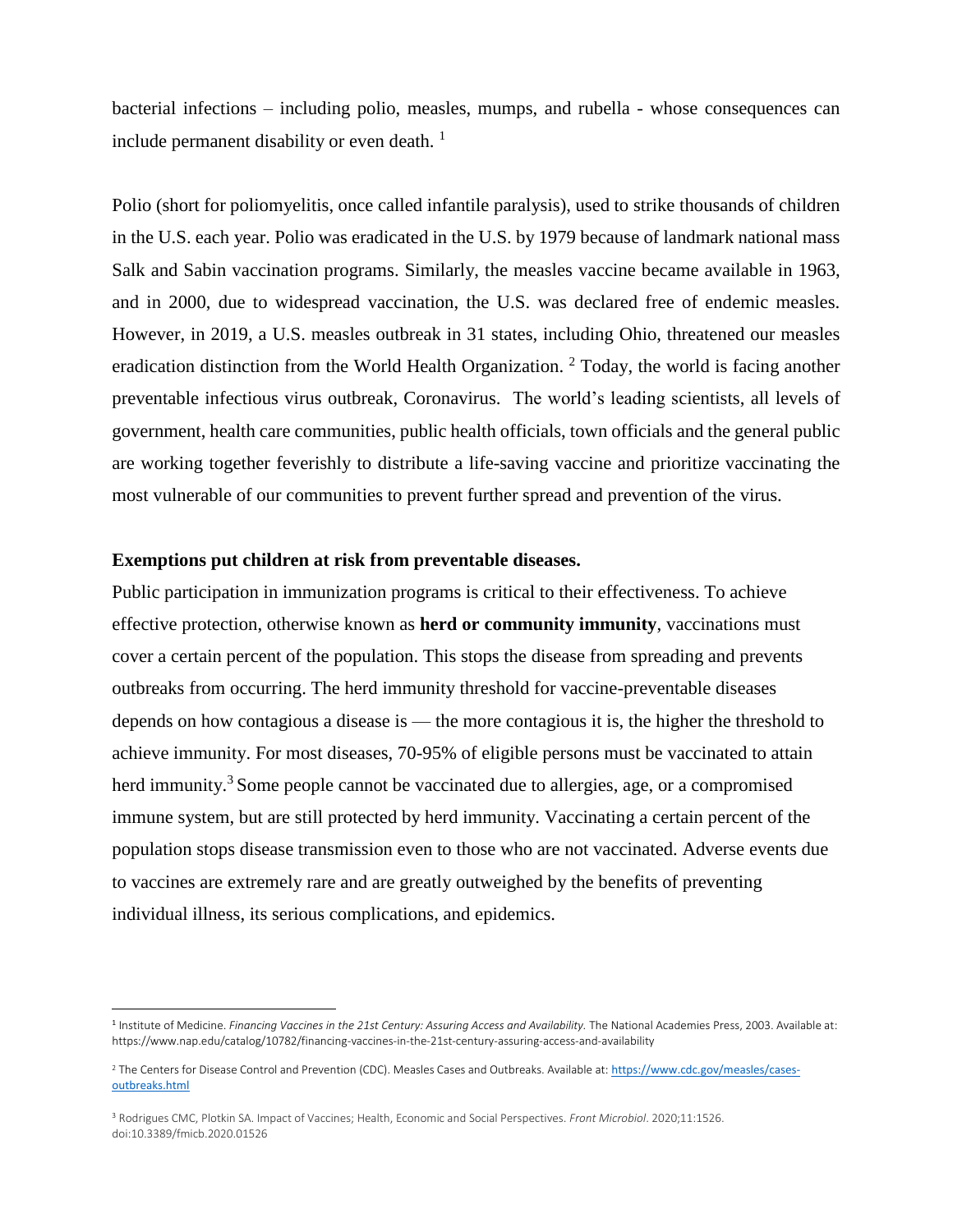bacterial infections – including polio, measles, mumps, and rubella - whose consequences can include permanent disability or even death. [1]

Polio (short for poliomyelitis, once called infantile paralysis), used to strike thousands of children in the U.S. each year. Polio was eradicated in the U.S. by 1979 because of landmark national mass Salk and Sabin vaccination programs. Similarly, the measles vaccine became available in 1963, and in 2000, due to widespread vaccination, the U.S. was declared free of endemic measles. However, in 2019, a U.S. measles outbreak in 31 states, including Ohio, threatened our measles eradication distinction from the World Health Organization. [2] Today, the world is facing another preventable infectious virus outbreak, Coronavirus. The world's leading scientists, all levels of government, health care communities, public health officials, town officials and the general public are working together feverishly to distribute a life-saving vaccine and prioritize vaccinating the most vulnerable of our communities to prevent further spread and prevention of the virus.

**Exemptions put children at risk from preventable diseases.**

Public participation in immunization programs is critical to their effectiveness. To achieve effective protection, otherwise known as **herd or community immunity**, vaccinations must cover a certain percent of the population. This stops the disease from spreading and prevents outbreaks from occurring. The herd immunity threshold for vaccine-preventable diseases depends on how contagious a disease is — the more contagious it is, the higher the threshold to achieve immunity. For most diseases, 70-95% of eligible persons must be vaccinated to attain herd immunity.[3] Some people cannot be vaccinated due to allergies, age, or a compromised immune system, but are still protected by herd immunity. Vaccinating a certain percent of the population stops disease transmission even to those who are not vaccinated. Adverse events due to vaccines are extremely rare and are greatly outweighed by the benefits of preventing individual illness, its serious complications, and epidemics.

---

[1] Institute of Medicine. *Financing Vaccines in the 21st Century: Assuring Access and Availability.* The National Academies Press, 2003. Available at: https://www.nap.edu/catalog/10782/financing-vaccines-in-the-21st-century-assuring-access-and-availability

[2] The Centers for Disease Control and Prevention (CDC). Measles Cases and Outbreaks. Available at: https://www.cdc.gov/measles/cases-outbreaks.html

[3] Rodrigues CMC, Plotkin SA. Impact of Vaccines; Health, Economic and Social Perspectives. *Front Microbiol*. 2020;11:1526. doi:10.3389/fmicb.2020.01526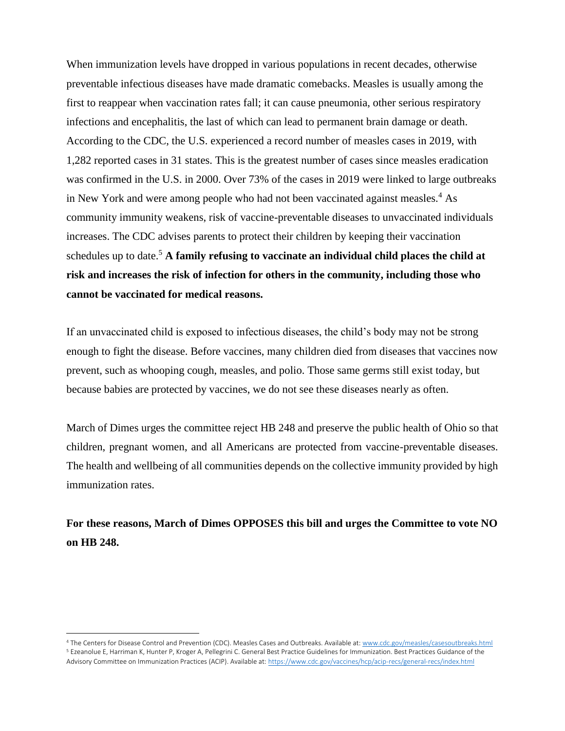When immunization levels have dropped in various populations in recent decades, otherwise preventable infectious diseases have made dramatic comebacks. Measles is usually among the first to reappear when vaccination rates fall; it can cause pneumonia, other serious respiratory infections and encephalitis, the last of which can lead to permanent brain damage or death. According to the CDC, the U.S. experienced a record number of measles cases in 2019, with 1,282 reported cases in 31 states. This is the greatest number of cases since measles eradication was confirmed in the U.S. in 2000. Over 73% of the cases in 2019 were linked to large outbreaks in New York and were among people who had not been vaccinated against measles.[4] As community immunity weakens, risk of vaccine-preventable diseases to unvaccinated individuals increases. The CDC advises parents to protect their children by keeping their vaccination schedules up to date.[5] **A family refusing to vaccinate an individual child places the child at risk and increases the risk of infection for others in the community, including those who cannot be vaccinated for medical reasons.**

If an unvaccinated child is exposed to infectious diseases, the child's body may not be strong enough to fight the disease. Before vaccines, many children died from diseases that vaccines now prevent, such as whooping cough, measles, and polio. Those same germs still exist today, but because babies are protected by vaccines, we do not see these diseases nearly as often.

March of Dimes urges the committee reject HB 248 and preserve the public health of Ohio so that children, pregnant women, and all Americans are protected from vaccine-preventable diseases. The health and wellbeing of all communities depends on the collective immunity provided by high immunization rates.

**For these reasons, March of Dimes OPPOSES this bill and urges the Committee to vote NO on HB 248.**

---

[4] The Centers for Disease Control and Prevention (CDC). Measles Cases and Outbreaks. Available at: www.cdc.gov/measles/casesoutbreaks.html

[5] Ezeanolue E, Harriman K, Hunter P, Kroger A, Pellegrini C. General Best Practice Guidelines for Immunization. Best Practices Guidance of the Advisory Committee on Immunization Practices (ACIP). Available at: https://www.cdc.gov/vaccines/hcp/acip-recs/general-recs/index.html